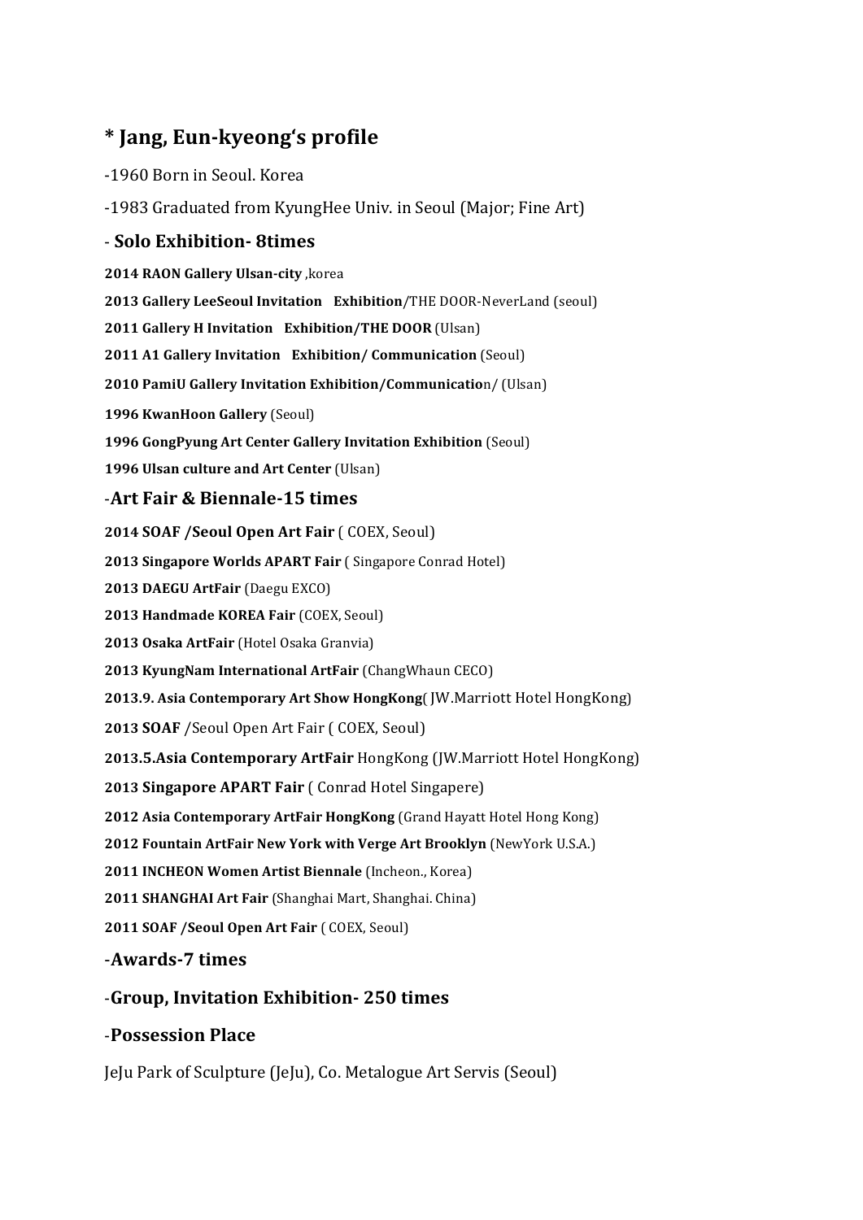# * Jang, Eun-kyeong's profile

-1960 Born in Seoul. Korea

-1983 Graduated from KyungHee Univ. in Seoul (Major; Fine Art)

## - Solo Exhibition- 8times

**2014 RAON Gallery Ulsan-city** ,korea

**2013 Gallery LeeSeoul Invitation Exhibition**/THE DOOR-NeverLand (seoul)

**2011 Gallery H Invitation Exhibition/THE DOOR** (Ulsan)

**2011 A1 Gallery Invitation Exhibition/ Communication** (Seoul)

**2010 PamiU Gallery Invitation Exhibition/Communicatio**n/ (Ulsan)

**1996 KwanHoon Gallery** (Seoul)

**1996 GongPyung Art Center Gallery Invitation Exhibition** (Seoul)

**1996 Ulsan culture and Art Center** (Ulsan)

## -Art Fair & Biennale-15 times

**2014 SOAF /Seoul Open Art Fair** ( COEX, Seoul)

**2013 Singapore Worlds APART Fair** ( Singapore Conrad Hotel)

**2013 DAEGU ArtFair** (Daegu EXCO)

**2013 Handmade KOREA Fair** (COEX, Seoul)

**2013 Osaka ArtFair** (Hotel Osaka Granvia)

**2013 KyungNam International ArtFair** (ChangWhaun CECO)

**2013.9. Asia Contemporary Art Show HongKong**( JW.Marriott Hotel HongKong)

**2013 SOAF** /Seoul Open Art Fair ( COEX, Seoul)

**2013.5.Asia Contemporary ArtFair** HongKong (JW.Marriott Hotel HongKong)

**2013 Singapore APART Fair** ( Conrad Hotel Singapere)

**2012 Asia Contemporary ArtFair HongKong** (Grand Hayatt Hotel Hong Kong)

**2012 Fountain ArtFair New York with Verge Art Brooklyn** (NewYork U.S.A.)

**2011 INCHEON Women Artist Biennale** (Incheon., Korea)

**2011 SHANGHAI Art Fair** (Shanghai Mart, Shanghai. China)

**2011 SOAF /Seoul Open Art Fair** ( COEX, Seoul)

## -Awards-7 times

## -Group, Invitation Exhibition- 250 times

## -Possession Place

JeJu Park of Sculpture (JeJu), Co. Metalogue Art Servis (Seoul)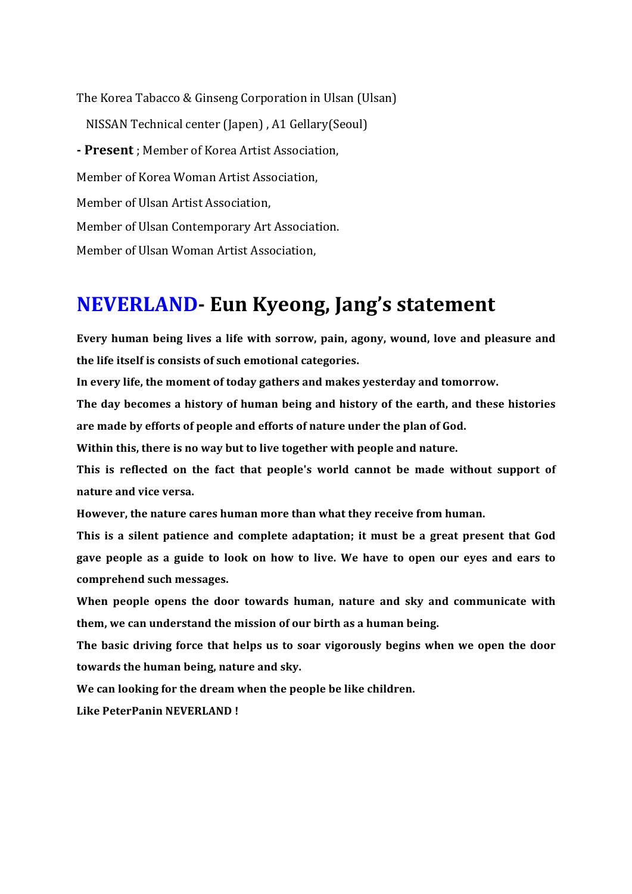The Korea Tabacco & Ginseng Corporation in Ulsan (Ulsan)

NISSAN Technical center (Japen) , A1 Gellary(Seoul)

**- Present** ; Member of Korea Artist Association,

Member of Korea Woman Artist Association,

Member of Ulsan Artist Association,

Member of Ulsan Contemporary Art Association.

Member of Ulsan Woman Artist Association,

## NEVERLAND- Eun Kyeong, Jang's statement

**Every human being lives a life with sorrow, pain, agony, wound, love and pleasure and the life itself is consists of such emotional categories.**

**In every life, the moment of today gathers and makes yesterday and tomorrow.**

**The day becomes a history of human being and history of the earth, and these histories are made by efforts of people and efforts of nature under the plan of God.**

**Within this, there is no way but to live together with people and nature.**

**This is reflected on the fact that people's world cannot be made without support of nature and vice versa.**

**However, the nature cares human more than what they receive from human.**

**This is a silent patience and complete adaptation; it must be a great present that God gave people as a guide to look on how to live. We have to open our eyes and ears to comprehend such messages.**

**When people opens the door towards human, nature and sky and communicate with them, we can understand the mission of our birth as a human being.**

**The basic driving force that helps us to soar vigorously begins when we open the door towards the human being, nature and sky.**

**We can looking for the dream when the people be like children.**

**Like PeterPanin NEVERLAND !**